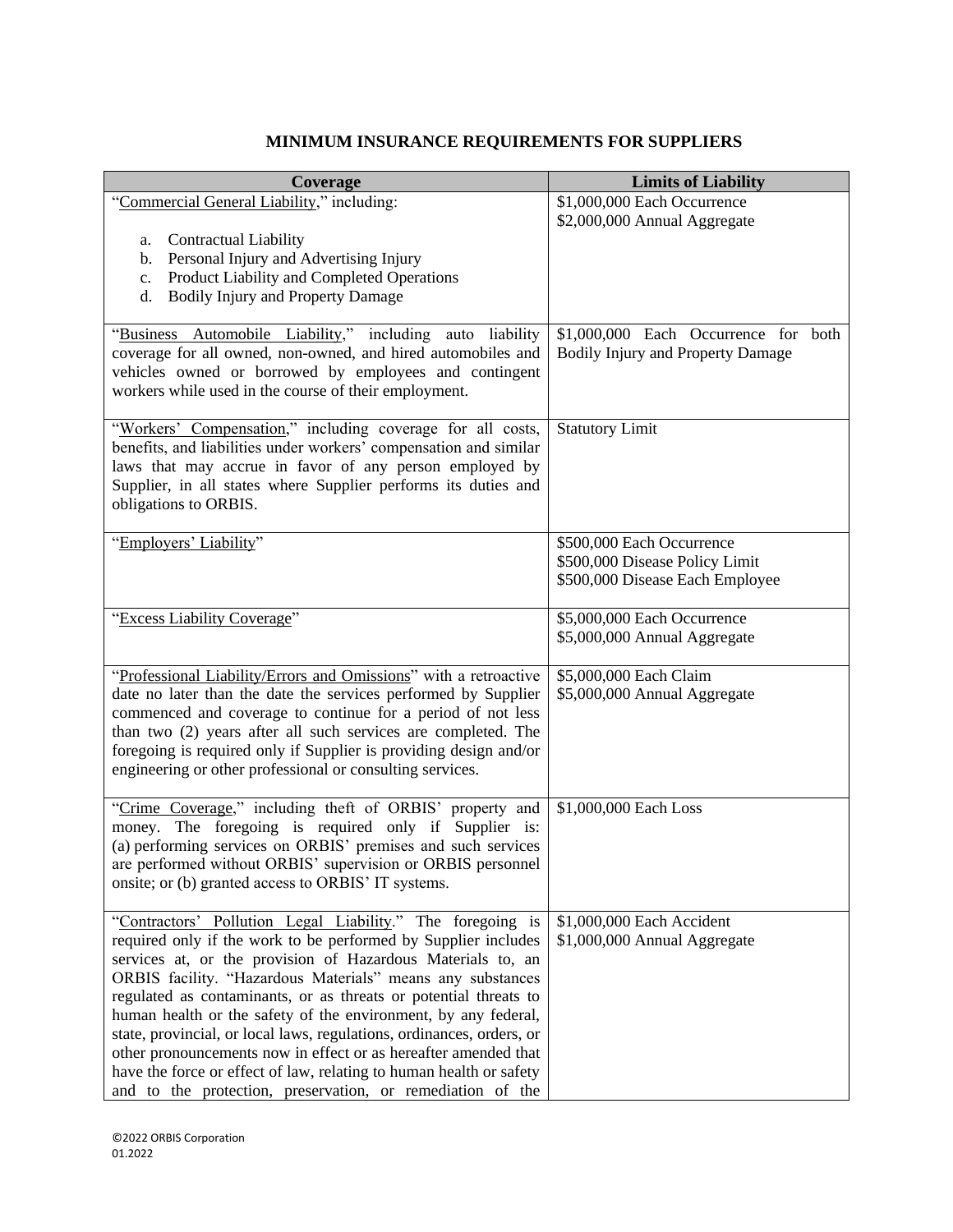# MINIMUM INSURANCE REQUIREMENTS FOR SUPPLIERS

| Coverage | Limits of Liability |
| --- | --- |
| "Commercial General Liability," including:<br><br>a. Contractual Liability<br>b. Personal Injury and Advertising Injury<br>c. Product Liability and Completed Operations<br>d. Bodily Injury and Property Damage | \$1,000,000 Each Occurrence<br>\$2,000,000 Annual Aggregate |
| "Business Automobile Liability," including auto liability coverage for all owned, non-owned, and hired automobiles and vehicles owned or borrowed by employees and contingent workers while used in the course of their employment. | \$1,000,000 Each Occurrence for both Bodily Injury and Property Damage |
| "Workers' Compensation," including coverage for all costs, benefits, and liabilities under workers' compensation and similar laws that may accrue in favor of any person employed by Supplier, in all states where Supplier performs its duties and obligations to ORBIS. | Statutory Limit |
| "Employers' Liability" | \$500,000 Each Occurrence<br>\$500,000 Disease Policy Limit<br>\$500,000 Disease Each Employee |
| "Excess Liability Coverage" | \$5,000,000 Each Occurrence<br>\$5,000,000 Annual Aggregate |
| "Professional Liability/Errors and Omissions" with a retroactive date no later than the date the services performed by Supplier commenced and coverage to continue for a period of not less than two (2) years after all such services are completed. The foregoing is required only if Supplier is providing design and/or engineering or other professional or consulting services. | \$5,000,000 Each Claim<br>\$5,000,000 Annual Aggregate |
| "Crime Coverage," including theft of ORBIS' property and money. The foregoing is required only if Supplier is: (a) performing services on ORBIS' premises and such services are performed without ORBIS' supervision or ORBIS personnel onsite; or (b) granted access to ORBIS' IT systems. | \$1,000,000 Each Loss |
| "Contractors' Pollution Legal Liability." The foregoing is required only if the work to be performed by Supplier includes services at, or the provision of Hazardous Materials to, an ORBIS facility. "Hazardous Materials" means any substances regulated as contaminants, or as threats or potential threats to human health or the safety of the environment, by any federal, state, provincial, or local laws, regulations, ordinances, orders, or other pronouncements now in effect or as hereafter amended that have the force or effect of law, relating to human health or safety and to the protection, preservation, or remediation of the | \$1,000,000 Each Accident<br>\$1,000,000 Annual Aggregate |

©2022 ORBIS Corporation
01.2022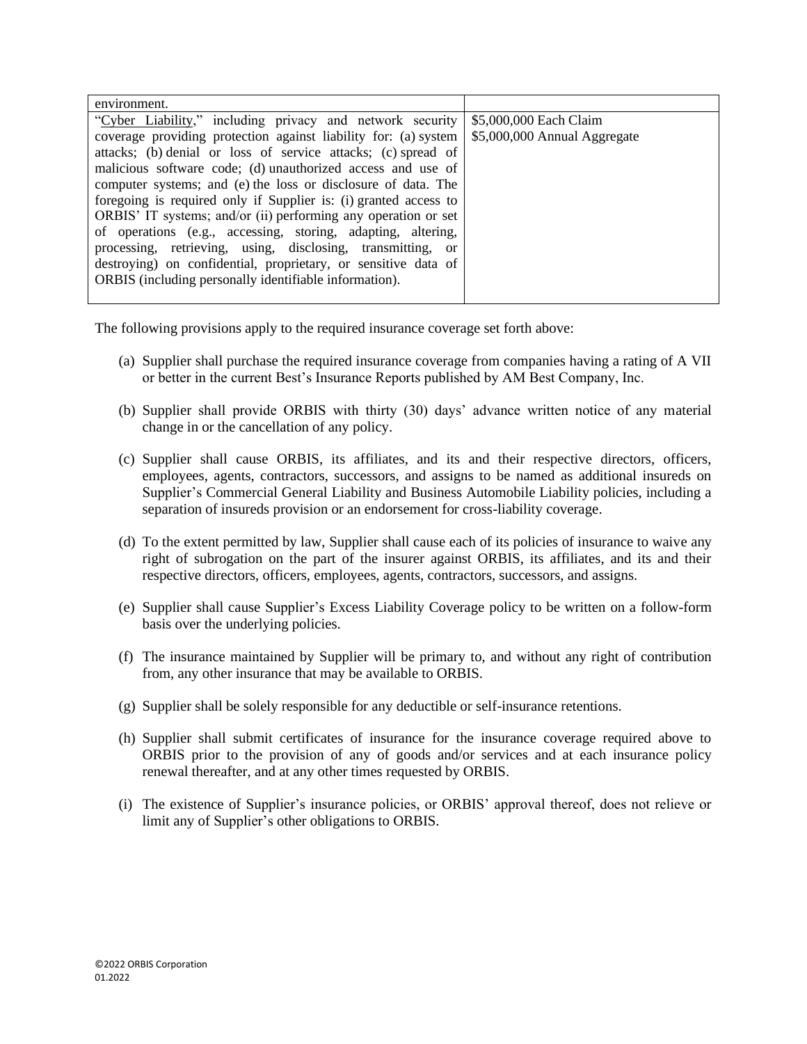| | |
|---|---|
| environment. | |
| "Cyber Liability," including privacy and network security coverage providing protection against liability for: (a) system attacks; (b) denial or loss of service attacks; (c) spread of malicious software code; (d) unauthorized access and use of computer systems; and (e) the loss or disclosure of data. The foregoing is required only if Supplier is: (i) granted access to ORBIS' IT systems; and/or (ii) performing any operation or set of operations (e.g., accessing, storing, adapting, altering, processing, retrieving, using, disclosing, transmitting, or destroying) on confidential, proprietary, or sensitive data of ORBIS (including personally identifiable information). | \$5,000,000 Each Claim<br>\$5,000,000 Annual Aggregate |

The following provisions apply to the required insurance coverage set forth above:

(a) Supplier shall purchase the required insurance coverage from companies having a rating of A VII or better in the current Best's Insurance Reports published by AM Best Company, Inc.

(b) Supplier shall provide ORBIS with thirty (30) days' advance written notice of any material change in or the cancellation of any policy.

(c) Supplier shall cause ORBIS, its affiliates, and its and their respective directors, officers, employees, agents, contractors, successors, and assigns to be named as additional insureds on Supplier's Commercial General Liability and Business Automobile Liability policies, including a separation of insureds provision or an endorsement for cross-liability coverage.

(d) To the extent permitted by law, Supplier shall cause each of its policies of insurance to waive any right of subrogation on the part of the insurer against ORBIS, its affiliates, and its and their respective directors, officers, employees, agents, contractors, successors, and assigns.

(e) Supplier shall cause Supplier's Excess Liability Coverage policy to be written on a follow-form basis over the underlying policies.

(f) The insurance maintained by Supplier will be primary to, and without any right of contribution from, any other insurance that may be available to ORBIS.

(g) Supplier shall be solely responsible for any deductible or self-insurance retentions.

(h) Supplier shall submit certificates of insurance for the insurance coverage required above to ORBIS prior to the provision of any of goods and/or services and at each insurance policy renewal thereafter, and at any other times requested by ORBIS.

(i) The existence of Supplier's insurance policies, or ORBIS' approval thereof, does not relieve or limit any of Supplier's other obligations to ORBIS.

©2022 ORBIS Corporation
01.2022